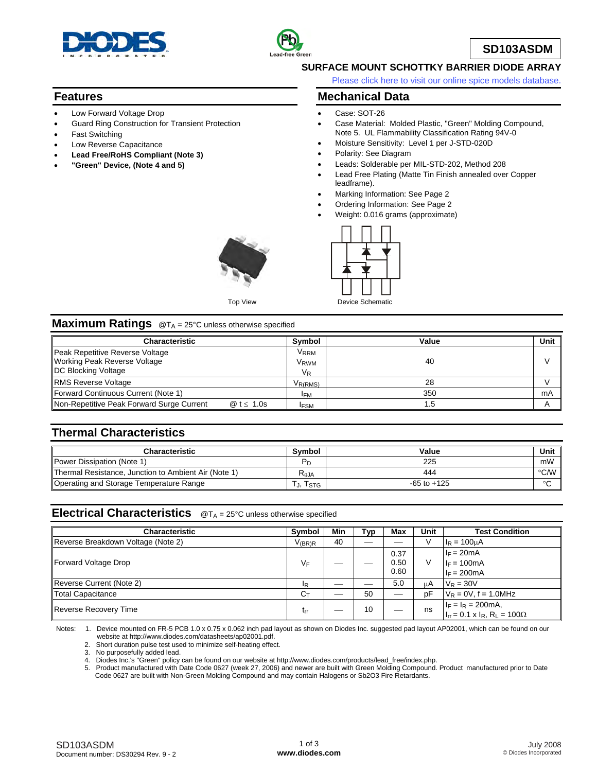# SD103ASDM

## SURFACE MOUNT SCHOTTKY BARRIER DIODE ARRAY

Please click here to visit our online spice models database.

## Features

- Low Forward Voltage Drop
- Guard Ring Construction for Transient Protection
- Fast Switching
- Low Reverse Capacitance
- **Lead Free/RoHS Compliant (Note 3)**
- **"Green" Device, (Note 4 and 5)**

## Mechanical Data

- Case: SOT-26
- Case Material: Molded Plastic, "Green" Molding Compound, Note 5. UL Flammability Classification Rating 94V-0
- Moisture Sensitivity: Level 1 per J-STD-020D
- Polarity: See Diagram
- Leads: Solderable per MIL-STD-202, Method 208
- Lead Free Plating (Matte Tin Finish annealed over Copper leadframe).
- Marking Information: See Page 2
- Ordering Information: See Page 2
- Weight: 0.016 grams (approximate)

Top View

Device Schematic

## Maximum Ratings @$T_A$ = 25°C unless otherwise specified

| Characteristic | Symbol | Value | Unit |
|---|---|---|---|
| Peak Repetitive Reverse Voltage<br>Working Peak Reverse Voltage<br>DC Blocking Voltage | $V_{RRM}$<br>$V_{RWM}$<br>$V_R$ | 40 | V |
| RMS Reverse Voltage | $V_{R(RMS)}$ | 28 | V |
| Forward Continuous Current (Note 1) | $I_{FM}$ | 350 | mA |
| Non-Repetitive Peak Forward Surge Current @ $t \leq$ 1.0s | $I_{FSM}$ | 1.5 | A |

## Thermal Characteristics

| Characteristic | Symbol | Value | Unit |
|---|---|---|---|
| Power Dissipation (Note 1) | $P_D$ | 225 | mW |
| Thermal Resistance, Junction to Ambient Air (Note 1) | $R_{\theta JA}$ | 444 | °C/W |
| Operating and Storage Temperature Range | $T_J$, $T_{STG}$ | -65 to +125 | °C |

## Electrical Characteristics @$T_A$ = 25°C unless otherwise specified

| Characteristic | Symbol | Min | Typ | Max | Unit | Test Condition |
|---|---|---|---|---|---|---|
| Reverse Breakdown Voltage (Note 2) | $V_{(BR)R}$ | 40 | — | — | V | $I_R$ = 100µA |
| Forward Voltage Drop | $V_F$ | — | — | 0.37<br>0.50<br>0.60 | V | $I_F$ = 20mA<br>$I_F$ = 100mA<br>$I_F$ = 200mA |
| Reverse Current (Note 2) | $I_R$ | — | — | 5.0 | µA | $V_R$ = 30V |
| Total Capacitance | $C_T$ | — | 50 | — | pF | $V_R$ = 0V, f = 1.0MHz |
| Reverse Recovery Time | $t_{rr}$ | — | 10 | — | ns | $I_F = I_R$ = 200mA,<br>$I_{rr}$ = 0.1 x $I_R$, $R_L$ = 100Ω |

Notes:
1. Device mounted on FR-5 PCB 1.0 x 0.75 x 0.062 inch pad layout as shown on Diodes Inc. suggested pad layout AP02001, which can be found on our website at http://www.diodes.com/datasheets/ap02001.pdf.
2. Short duration pulse test used to minimize self-heating effect.
3. No purposefully added lead.
4. Diodes Inc.'s "Green" policy can be found on our website at http://www.diodes.com/products/lead_free/index.php.
5. Product manufactured with Date Code 0627 (week 27, 2006) and newer are built with Green Molding Compound. Product manufactured prior to Date Code 0627 are built with Non-Green Molding Compound and may contain Halogens or Sb2O3 Fire Retardants.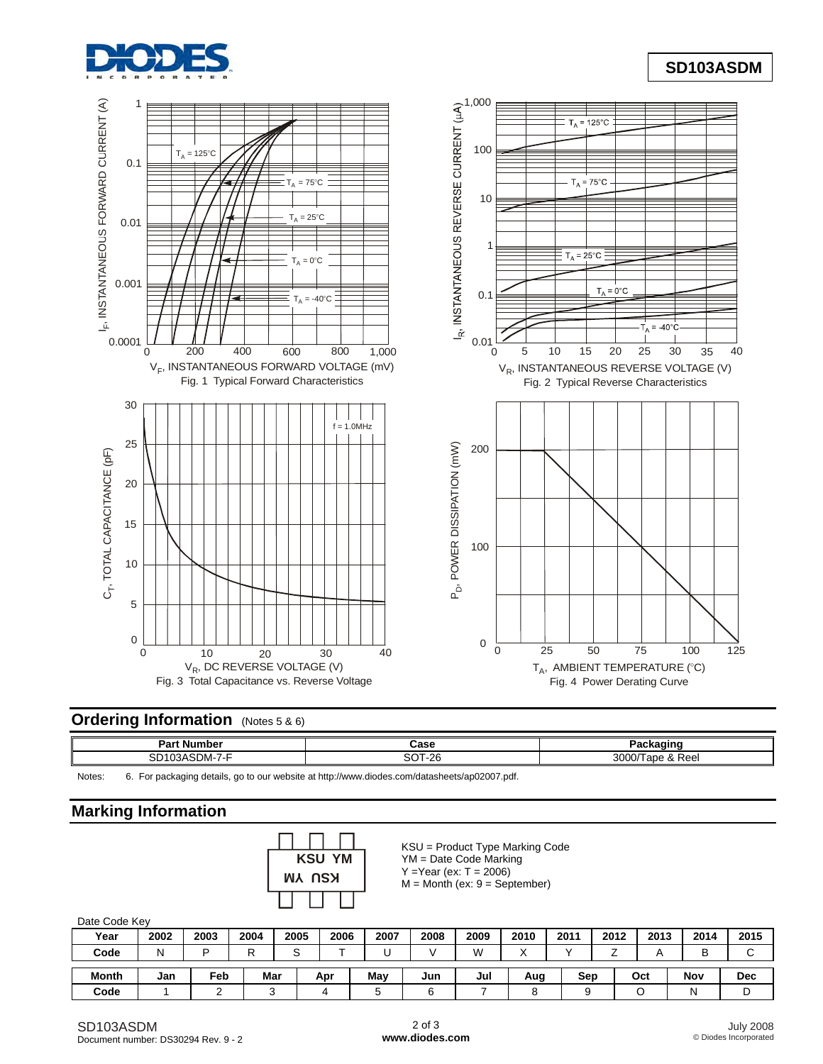Fig. 1 Typical Forward Characteristics

Fig. 2 Typical Reverse Characteristics

Fig. 3 Total Capacitance vs. Reverse Voltage

Fig. 4 Power Derating Curve

## Ordering Information (Notes 5 & 6)

| Part Number | Case | Packaging |
|---|---|---|
| SD103ASDM-7-F | SOT-26 | 3000/Tape & Reel |

Notes: 6. For packaging details, go to our website at http://www.diodes.com/datasheets/ap02007.pdf.

## Marking Information

KSU = Product Type Marking Code
YM = Date Code Marking
Y =Year (ex: T = 2006)
M = Month (ex: 9 = September)

Date Code Key

| Year | 2002 | 2003 | 2004 | 2005 | 2006 | 2007 | 2008 | 2009 | 2010 | 2011 | 2012 | 2013 | 2014 | 2015 |
|---|---|---|---|---|---|---|---|---|---|---|---|---|---|---|
| Code | N | P | R | S | T | U | V | W | X | Y | Z | A | B | C |

| Month | Jan | Feb | Mar | Apr | May | Jun | Jul | Aug | Sep | Oct | Nov | Dec |
|---|---|---|---|---|---|---|---|---|---|---|---|---|
| Code | 1 | 2 | 3 | 4 | 5 | 6 | 7 | 8 | 9 | O | N | D |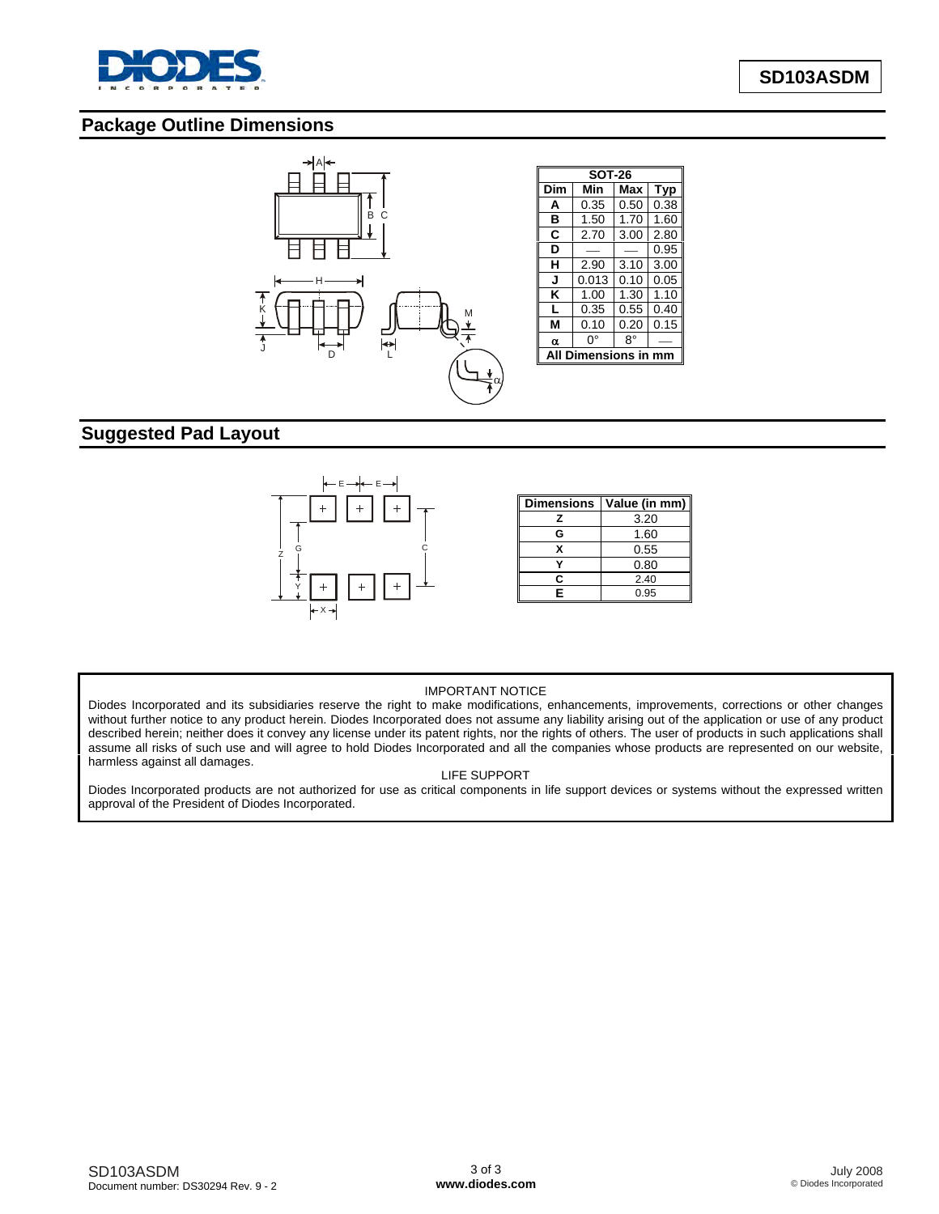## Package Outline Dimensions

| SOT-26 | | | |
|---|---|---|---|
| Dim | Min | Max | Typ |
| A | 0.35 | 0.50 | 0.38 |
| B | 1.50 | 1.70 | 1.60 |
| C | 2.70 | 3.00 | 2.80 |
| D | — | — | 0.95 |
| H | 2.90 | 3.10 | 3.00 |
| J | 0.013 | 0.10 | 0.05 |
| K | 1.00 | 1.30 | 1.10 |
| L | 0.35 | 0.55 | 0.40 |
| M | 0.10 | 0.20 | 0.15 |
| α | 0° | 8° | — |
| All Dimensions in mm | | | |

## Suggested Pad Layout

| Dimensions | Value (in mm) |
|---|---|
| Z | 3.20 |
| G | 1.60 |
| X | 0.55 |
| Y | 0.80 |
| C | 2.40 |
| E | 0.95 |

IMPORTANT NOTICE

Diodes Incorporated and its subsidiaries reserve the right to make modifications, enhancements, improvements, corrections or other changes without further notice to any product herein. Diodes Incorporated does not assume any liability arising out of the application or use of any product described herein; neither does it convey any license under its patent rights, nor the rights of others. The user of products in such applications shall assume all risks of such use and will agree to hold Diodes Incorporated and all the companies whose products are represented on our website, harmless against all damages.

LIFE SUPPORT

Diodes Incorporated products are not authorized for use as critical components in life support devices or systems without the expressed written approval of the President of Diodes Incorporated.

SD103ASDM
Document number: DS30294 Rev. 9 - 2

www.diodes.com

July 2008
© Diodes Incorporated